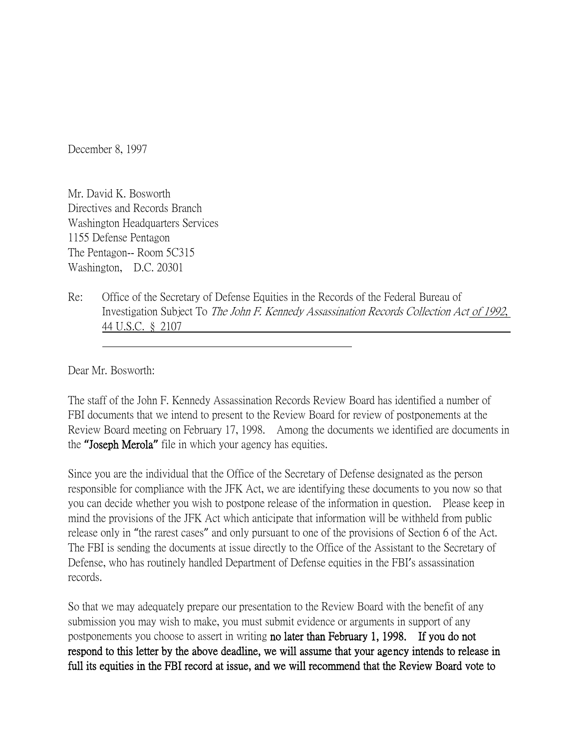December 8, 1997

Mr. David K. Bosworth
Directives and Records Branch
Washington Headquarters Services
1155 Defense Pentagon
The Pentagon-- Room 5C315
Washington, D.C. 20301

Re: Office of the Secretary of Defense Equities in the Records of the Federal Bureau of Investigation Subject To *The John F. Kennedy Assassination Records Collection Act of 1992*, 44 U.S.C. § 2107

Dear Mr. Bosworth:

The staff of the John F. Kennedy Assassination Records Review Board has identified a number of FBI documents that we intend to present to the Review Board for review of postponements at the Review Board meeting on February 17, 1998. Among the documents we identified are documents in the **"Joseph Merola"** file in which your agency has equities.

Since you are the individual that the Office of the Secretary of Defense designated as the person responsible for compliance with the JFK Act, we are identifying these documents to you now so that you can decide whether you wish to postpone release of the information in question. Please keep in mind the provisions of the JFK Act which anticipate that information will be withheld from public release only in "the rarest cases" and only pursuant to one of the provisions of Section 6 of the Act. The FBI is sending the documents at issue directly to the Office of the Assistant to the Secretary of Defense, who has routinely handled Department of Defense equities in the FBI's assassination records.

So that we may adequately prepare our presentation to the Review Board with the benefit of any submission you may wish to make, you must submit evidence or arguments in support of any postponements you choose to assert in writing **no later than February 1, 1998. If you do not respond to this letter by the above deadline, we will assume that your agency intends to release in full its equities in the FBI record at issue, and we will recommend that the Review Board vote to**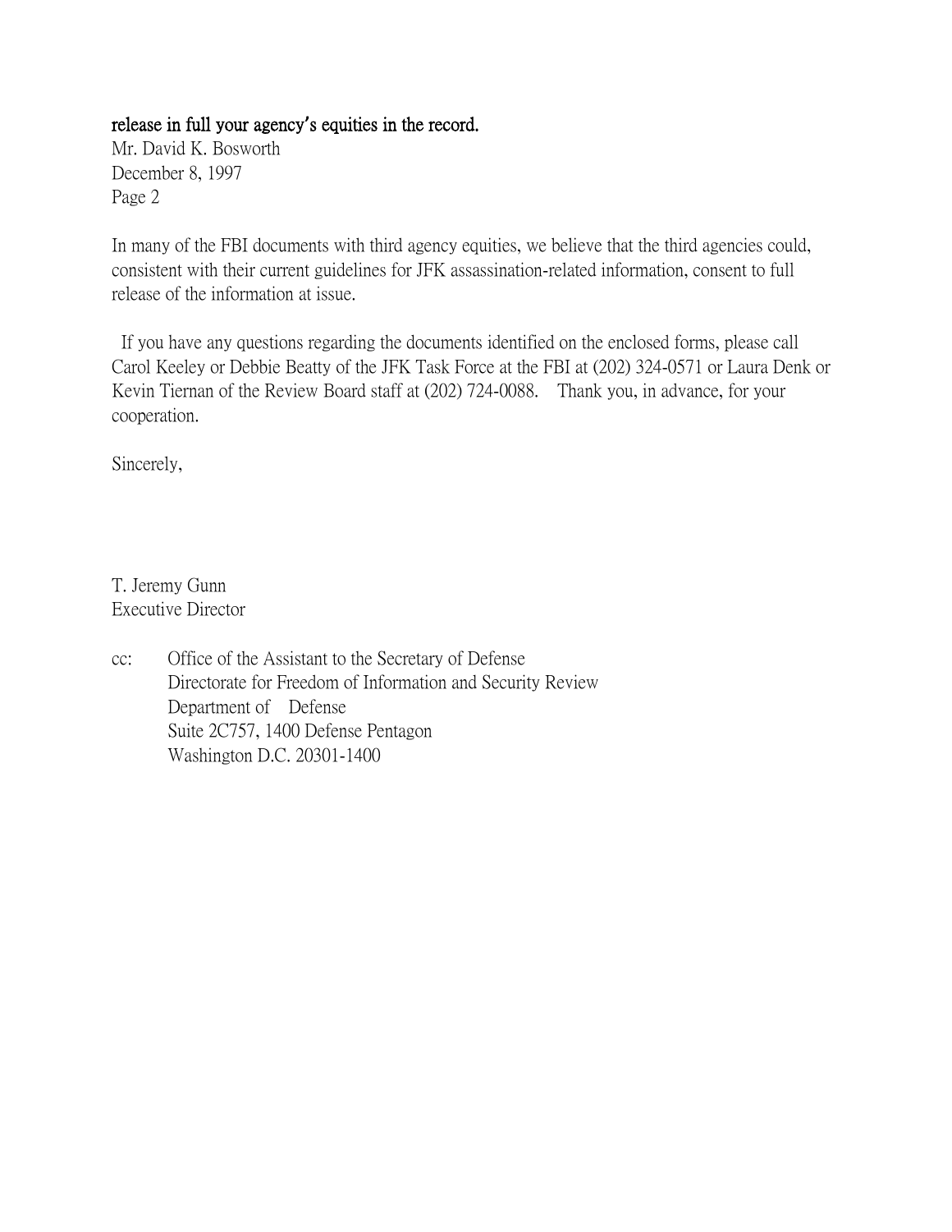**release in full your agency's equities in the record.**

Mr. David K. Bosworth
December 8, 1997
Page 2

In many of the FBI documents with third agency equities, we believe that the third agencies could, consistent with their current guidelines for JFK assassination-related information, consent to full release of the information at issue.

If you have any questions regarding the documents identified on the enclosed forms, please call Carol Keeley or Debbie Beatty of the JFK Task Force at the FBI at (202) 324-0571 or Laura Denk or Kevin Tiernan of the Review Board staff at (202) 724-0088. Thank you, in advance, for your cooperation.

Sincerely,

T. Jeremy Gunn
Executive Director

cc: Office of the Assistant to the Secretary of Defense
Directorate for Freedom of Information and Security Review
Department of Defense
Suite 2C757, 1400 Defense Pentagon
Washington D.C. 20301-1400